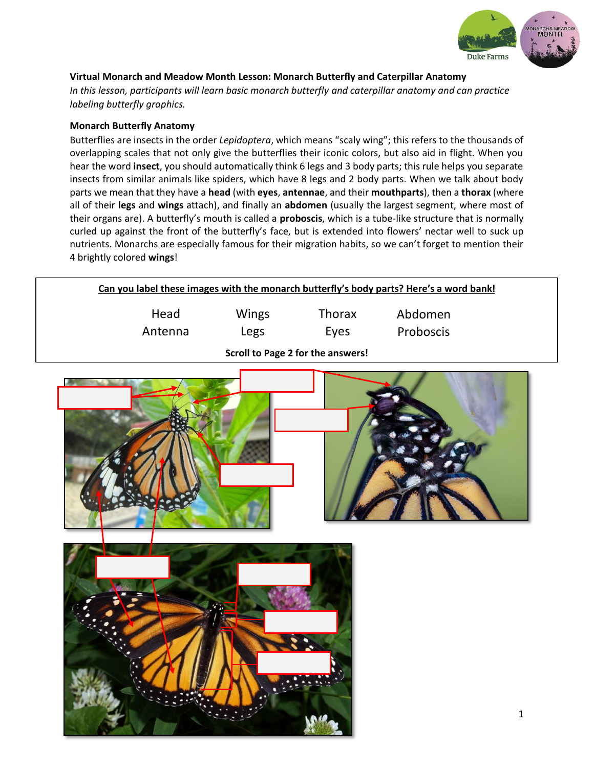**Virtual Monarch and Meadow Month Lesson: Monarch Butterfly and Caterpillar Anatomy**

*In this lesson, participants will learn basic monarch butterfly and caterpillar anatomy and can practice labeling butterfly graphics.*

**Monarch Butterfly Anatomy**

Butterflies are insects in the order *Lepidoptera*, which means "scaly wing"; this refers to the thousands of overlapping scales that not only give the butterflies their iconic colors, but also aid in flight. When you hear the word **insect**, you should automatically think 6 legs and 3 body parts; this rule helps you separate insects from similar animals like spiders, which have 8 legs and 2 body parts. When we talk about body parts we mean that they have a **head** (with **eyes**, **antennae**, and their **mouthparts**), then a **thorax** (where all of their **legs** and **wings** attach), and finally an **abdomen** (usually the largest segment, where most of their organs are). A butterfly's mouth is called a **proboscis**, which is a tube-like structure that is normally curled up against the front of the butterfly's face, but is extended into flowers' nectar well to suck up nutrients. Monarchs are especially famous for their migration habits, so we can't forget to mention their 4 brightly colored **wings**!

**Can you label these images with the monarch butterfly's body parts? Here's a word bank!**

| | | | |
|---|---|---|---|
| Head | Wings | Thorax | Abdomen |
| Antenna | Legs | Eyes | Proboscis |

**Scroll to Page 2 for the answers!**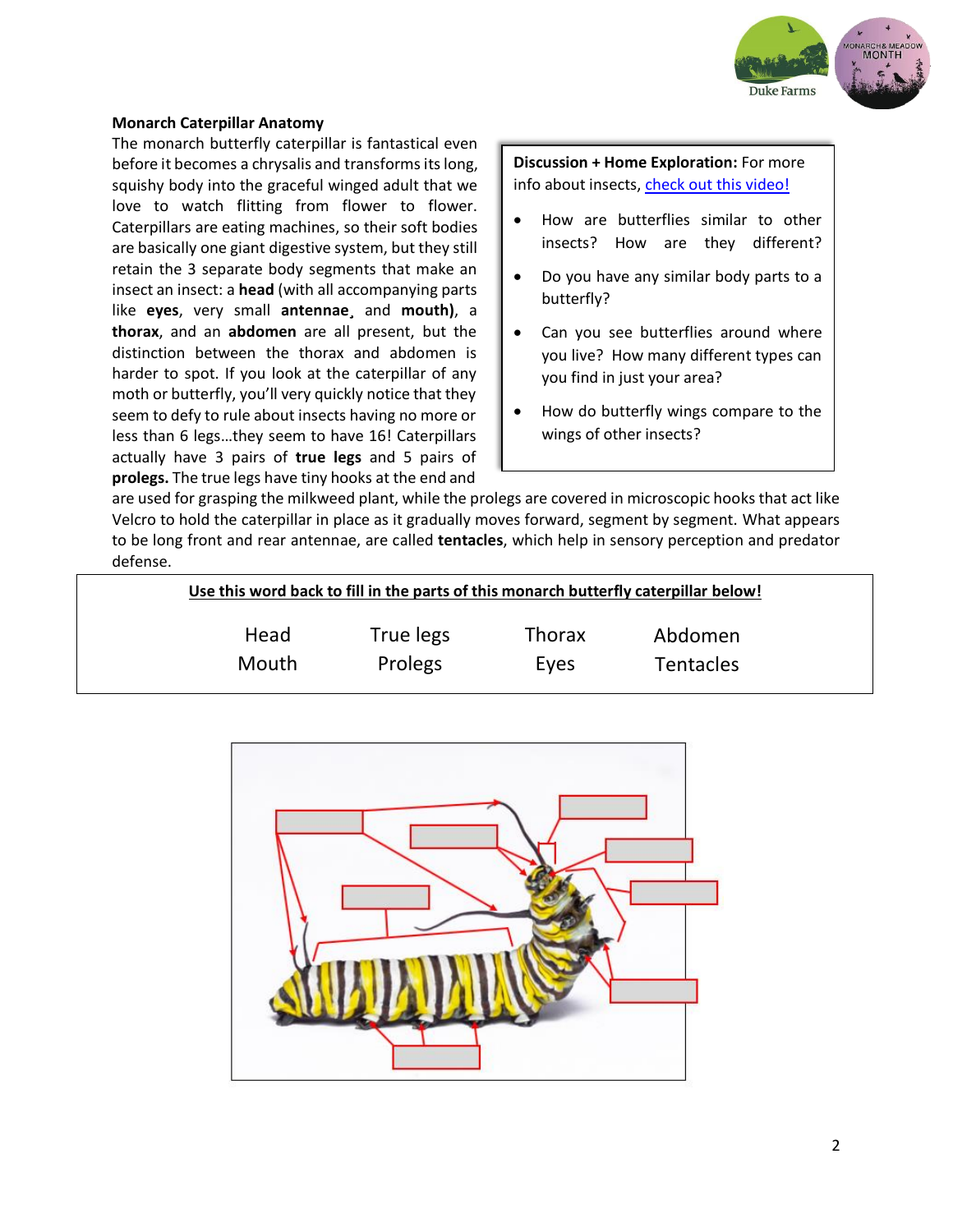### Monarch Caterpillar Anatomy

The monarch butterfly caterpillar is fantastical even before it becomes a chrysalis and transforms its long, squishy body into the graceful winged adult that we love to watch flitting from flower to flower. Caterpillars are eating machines, so their soft bodies are basically one giant digestive system, but they still retain the 3 separate body segments that make an insect an insect: a **head** (with all accompanying parts like **eyes**, very small **antennae**¸ and **mouth)**, a **thorax**, and an **abdomen** are all present, but the distinction between the thorax and abdomen is harder to spot. If you look at the caterpillar of any moth or butterfly, you'll very quickly notice that they seem to defy to rule about insects having no more or less than 6 legs…they seem to have 16! Caterpillars actually have 3 pairs of **true legs** and 5 pairs of **prolegs.** The true legs have tiny hooks at the end and are used for grasping the milkweed plant, while the prolegs are covered in microscopic hooks that act like Velcro to hold the caterpillar in place as it gradually moves forward, segment by segment. What appears to be long front and rear antennae, are called **tentacles**, which help in sensory perception and predator defense.

**Discussion + Home Exploration:** For more info about insects, [check out this video!]()

- How are butterflies similar to other insects? How are they different?
- Do you have any similar body parts to a butterfly?
- Can you see butterflies around where you live? How many different types can you find in just your area?
- How do butterfly wings compare to the wings of other insects?

**Use this word back to fill in the parts of this monarch butterfly caterpillar below!**

| Head | True legs | Thorax | Abdomen |
|---|---|---|---|
| Mouth | Prolegs | Eyes | Tentacles |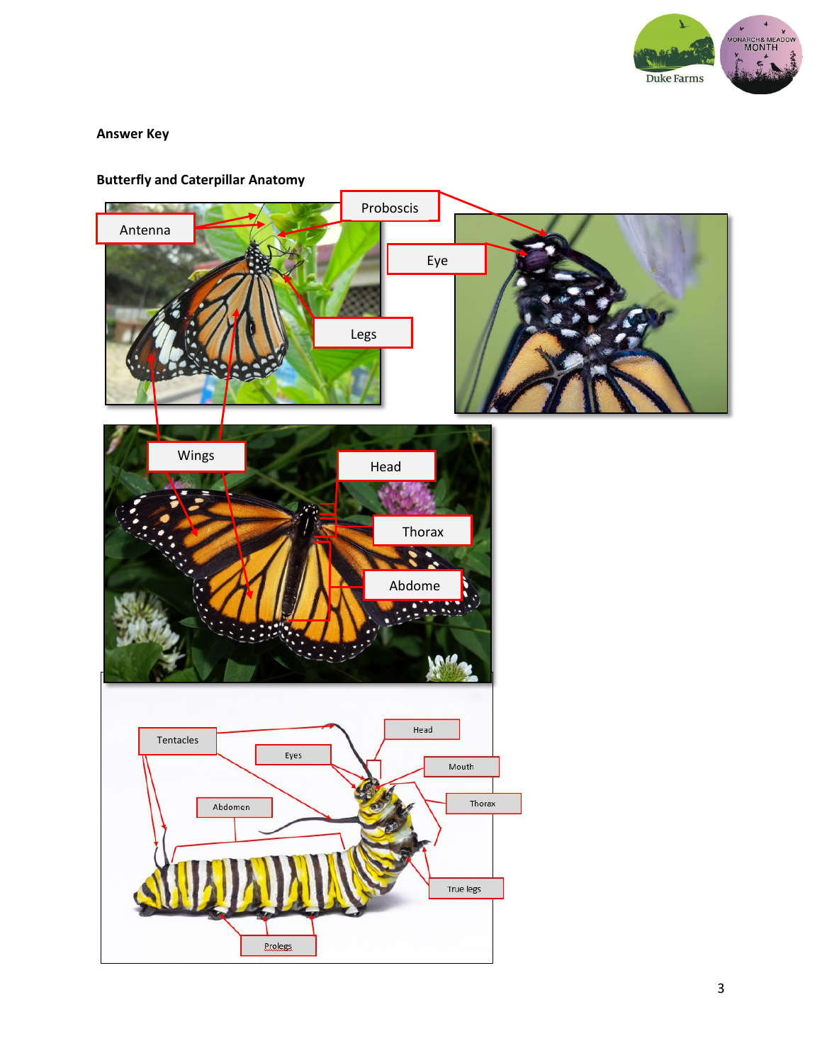**Answer Key**

**Butterfly and Caterpillar Anatomy**

Antenna

Proboscis

Eye

Legs

Wings

Head

Thorax

Abdome

Tentacles

Head

Eyes

Mouth

Abdomen

Thorax

True legs

Prolegs